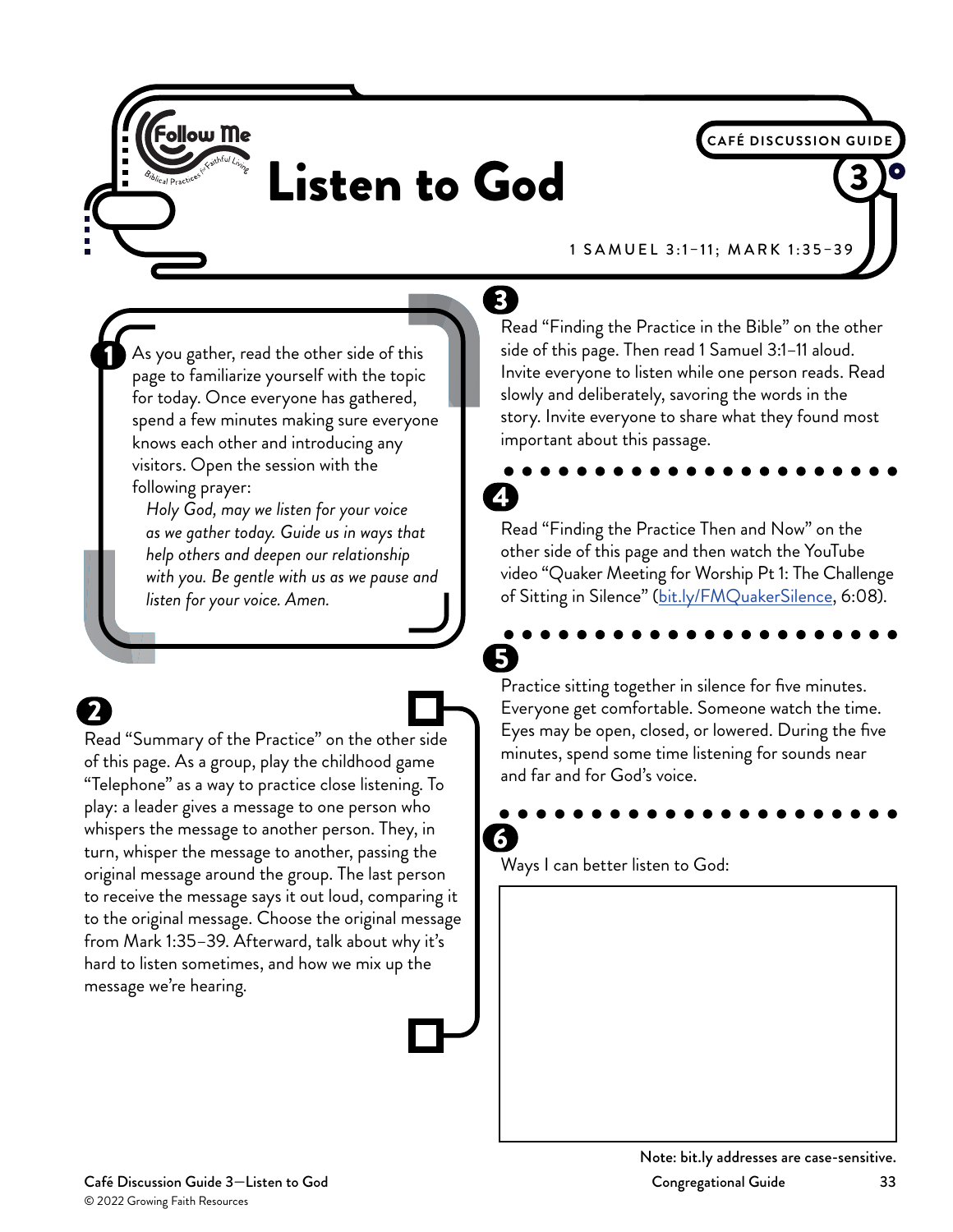Follow Me — Biblical Practices for Faithful Living

CAFÉ DISCUSSION GUIDE 3

# Listen to God

1 SAMUEL 3:1–11; MARK 1:35–39

**1** As you gather, read the other side of this page to familiarize yourself with the topic for today. Once everyone has gathered, spend a few minutes making sure everyone knows each other and introducing any visitors. Open the session with the following prayer:

*Holy God, may we listen for your voice as we gather today. Guide us in ways that help others and deepen our relationship with you. Be gentle with us as we pause and listen for your voice. Amen.*

**2** Read "Summary of the Practice" on the other side of this page. As a group, play the childhood game "Telephone" as a way to practice close listening. To play: a leader gives a message to one person who whispers the message to another person. They, in turn, whisper the message to another, passing the original message around the group. The last person to receive the message says it out loud, comparing it to the original message. Choose the original message from Mark 1:35–39. Afterward, talk about why it's hard to listen sometimes, and how we mix up the message we're hearing.

**3** Read "Finding the Practice in the Bible" on the other side of this page. Then read 1 Samuel 3:1–11 aloud. Invite everyone to listen while one person reads. Read slowly and deliberately, savoring the words in the story. Invite everyone to share what they found most important about this passage.

**4** Read "Finding the Practice Then and Now" on the other side of this page and then watch the YouTube video "Quaker Meeting for Worship Pt 1: The Challenge of Sitting in Silence" (bit.ly/FMQuakerSilence, 6:08).

**5** Practice sitting together in silence for five minutes. Everyone get comfortable. Someone watch the time. Eyes may be open, closed, or lowered. During the five minutes, spend some time listening for sounds near and far and for God's voice.

**6** Ways I can better listen to God:

Note: bit.ly addresses are case-sensitive.

© 2022 Growing Faith Resources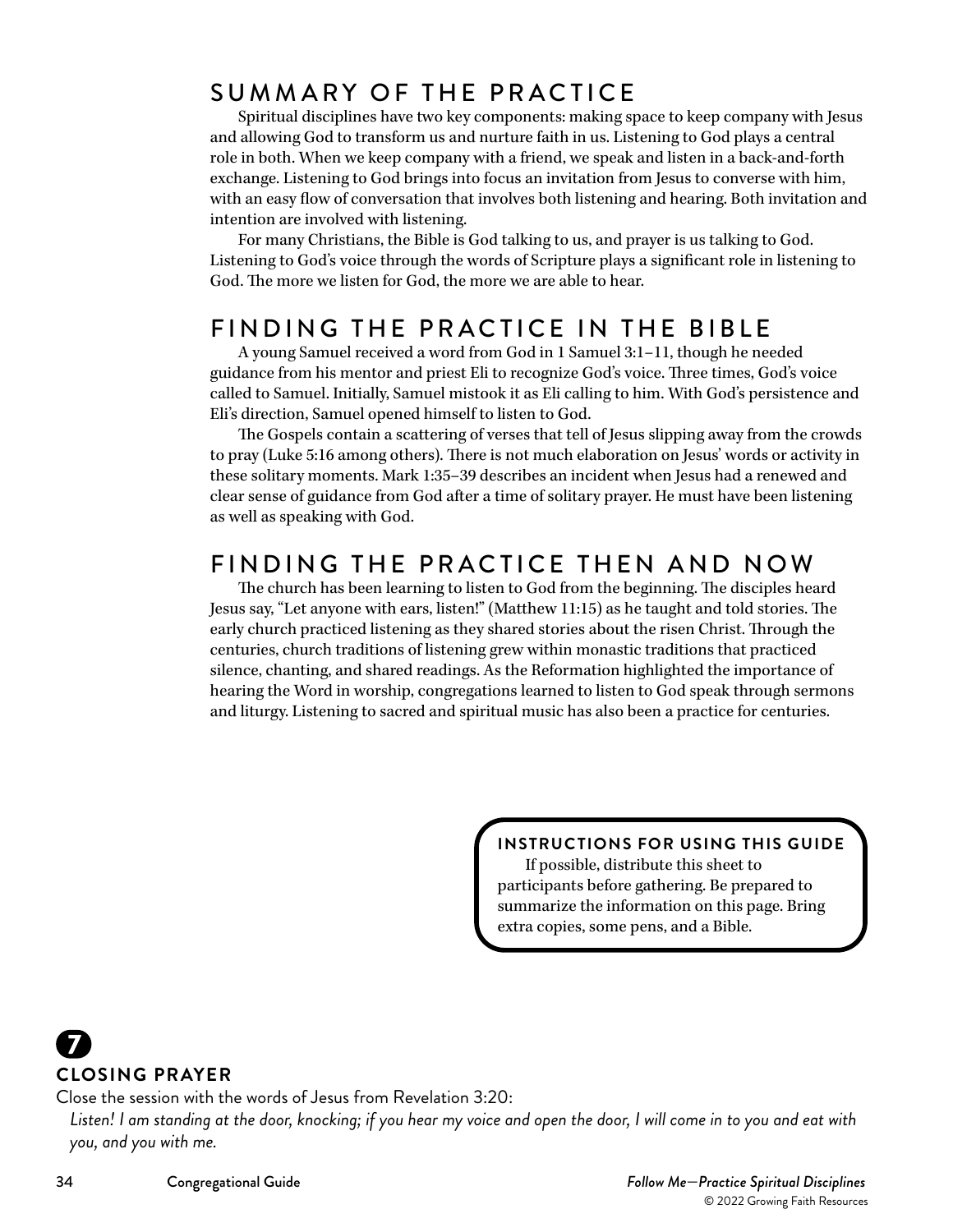## SUMMARY OF THE PRACTICE

Spiritual disciplines have two key components: making space to keep company with Jesus and allowing God to transform us and nurture faith in us. Listening to God plays a central role in both. When we keep company with a friend, we speak and listen in a back-and-forth exchange. Listening to God brings into focus an invitation from Jesus to converse with him, with an easy flow of conversation that involves both listening and hearing. Both invitation and intention are involved with listening.

For many Christians, the Bible is God talking to us, and prayer is us talking to God. Listening to God's voice through the words of Scripture plays a significant role in listening to God. The more we listen for God, the more we are able to hear.

## FINDING THE PRACTICE IN THE BIBLE

A young Samuel received a word from God in 1 Samuel 3:1–11, though he needed guidance from his mentor and priest Eli to recognize God's voice. Three times, God's voice called to Samuel. Initially, Samuel mistook it as Eli calling to him. With God's persistence and Eli's direction, Samuel opened himself to listen to God.

The Gospels contain a scattering of verses that tell of Jesus slipping away from the crowds to pray (Luke 5:16 among others). There is not much elaboration on Jesus' words or activity in these solitary moments. Mark 1:35–39 describes an incident when Jesus had a renewed and clear sense of guidance from God after a time of solitary prayer. He must have been listening as well as speaking with God.

## FINDING THE PRACTICE THEN AND NOW

The church has been learning to listen to God from the beginning. The disciples heard Jesus say, "Let anyone with ears, listen!" (Matthew 11:15) as he taught and told stories. The early church practiced listening as they shared stories about the risen Christ. Through the centuries, church traditions of listening grew within monastic traditions that practiced silence, chanting, and shared readings. As the Reformation highlighted the importance of hearing the Word in worship, congregations learned to listen to God speak through sermons and liturgy. Listening to sacred and spiritual music has also been a practice for centuries.

**INSTRUCTIONS FOR USING THIS GUIDE**

If possible, distribute this sheet to participants before gathering. Be prepared to summarize the information on this page. Bring extra copies, some pens, and a Bible.

**7**

**CLOSING PRAYER**

Close the session with the words of Jesus from Revelation 3:20:

*Listen! I am standing at the door, knocking; if you hear my voice and open the door, I will come in to you and eat with you, and you with me.*